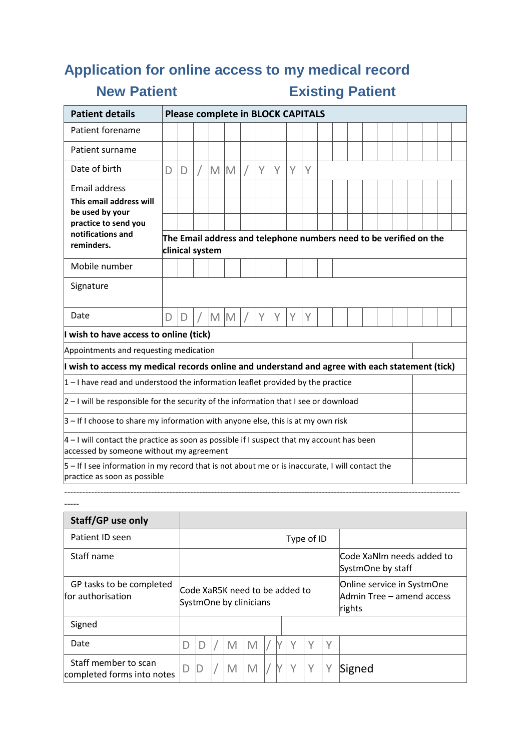# Application for online access to my medical record

## New Patient / Existing Patient

| Patient details | Please complete in BLOCK CAPITALS |
|---|---|
| Patient forename | |
| Patient surname | |
| Date of birth | D D / M M / Y Y Y Y |
| Email address<br>**This email address will be used by your practice to send you notifications and reminders.** | <br><br><br>**The Email address and telephone numbers need to be verified on the clinical system** |
| Mobile number | |
| Signature | |
| Date | D D / M M / Y Y Y Y |

| **I wish to have access to online (tick)** | |
|---|---|
| Appointments and requesting medication | |
| **I wish to access my medical records online and understand and agree with each statement (tick)** | |
| 1 – I have read and understood the information leaflet provided by the practice | |
| 2 – I will be responsible for the security of the information that I see or download | |
| 3 – If I choose to share my information with anyone else, this is at my own risk | |
| 4 – I will contact the practice as soon as possible if I suspect that my account has been accessed by someone without my agreement | |
| 5 – If I see information in my record that is not about me or is inaccurate, I will contact the practice as soon as possible | |

---

| Staff/GP use only | | | |
|---|---|---|---|
| Patient ID seen | | Type of ID | |
| Staff name | | Code XaNlm needs added to SystmOne by staff | |
| GP tasks to be completed for authorisation | Code XaR5K need to be added to SystmOne by clinicians | Online service in SystmOne Admin Tree – amend access rights | |
| Signed | | | |
| Date | D D / M M / Y Y Y Y | | |
| Staff member to scan completed forms into notes | D D / M M / Y Y Y Y | Signed | |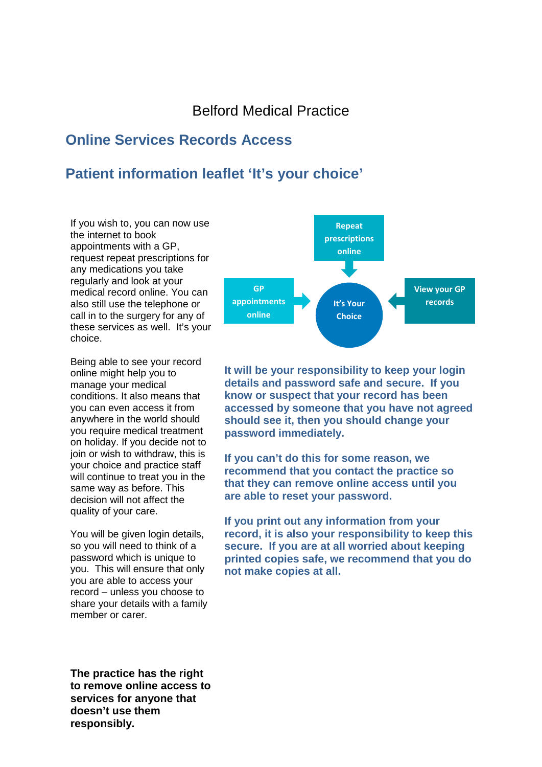Belford Medical Practice

## Online Services Records Access

## Patient information leaflet 'It's your choice'

If you wish to, you can now use the internet to book appointments with a GP, request repeat prescriptions for any medications you take regularly and look at your medical record online. You can also still use the telephone or call in to the surgery for any of these services as well. It's your choice.

Being able to see your record online might help you to manage your medical conditions. It also means that you can even access it from anywhere in the world should you require medical treatment on holiday. If you decide not to join or wish to withdraw, this is your choice and practice staff will continue to treat you in the same way as before. This decision will not affect the quality of your care.

You will be given login details, so you will need to think of a password which is unique to you. This will ensure that only you are able to access your record – unless you choose to share your details with a family member or carer.

**The practice has the right to remove online access to services for anyone that doesn't use them responsibly.**

Repeat prescriptions online

GP appointments online

It's Your Choice

View your GP records

**It will be your responsibility to keep your login details and password safe and secure. If you know or suspect that your record has been accessed by someone that you have not agreed should see it, then you should change your password immediately.**

**If you can't do this for some reason, we recommend that you contact the practice so that they can remove online access until you are able to reset your password.**

**If you print out any information from your record, it is also your responsibility to keep this secure. If you are at all worried about keeping printed copies safe, we recommend that you do not make copies at all.**